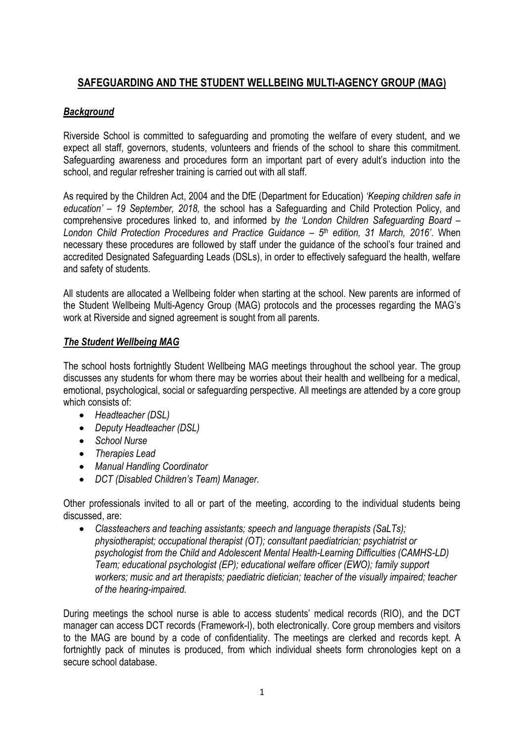# **SAFEGUARDING AND THE STUDENT WELLBEING MULTI-AGENCY GROUP (MAG)**

## ***Background***

Riverside School is committed to safeguarding and promoting the welfare of every student, and we expect all staff, governors, students, volunteers and friends of the school to share this commitment. Safeguarding awareness and procedures form an important part of every adult's induction into the school, and regular refresher training is carried out with all staff.

As required by the Children Act, 2004 and the DfE (Department for Education) *'Keeping children safe in education' – 19 September, 2018,* the school has a Safeguarding and Child Protection Policy, and comprehensive procedures linked to, and informed by *the 'London Children Safeguarding Board – London Child Protection Procedures and Practice Guidance – 5th edition, 31 March, 2016'*. When necessary these procedures are followed by staff under the guidance of the school's four trained and accredited Designated Safeguarding Leads (DSLs), in order to effectively safeguard the health, welfare and safety of students.

All students are allocated a Wellbeing folder when starting at the school. New parents are informed of the Student Wellbeing Multi-Agency Group (MAG) protocols and the processes regarding the MAG's work at Riverside and signed agreement is sought from all parents.

## ***The Student Wellbeing MAG***

The school hosts fortnightly Student Wellbeing MAG meetings throughout the school year. The group discusses any students for whom there may be worries about their health and wellbeing for a medical, emotional, psychological, social or safeguarding perspective. All meetings are attended by a core group which consists of:

- *Headteacher (DSL)*
- *Deputy Headteacher (DSL)*
- *School Nurse*
- *Therapies Lead*
- *Manual Handling Coordinator*
- *DCT (Disabled Children's Team) Manager.*

Other professionals invited to all or part of the meeting, according to the individual students being discussed, are:

- *Classteachers and teaching assistants; speech and language therapists (SaLTs); physiotherapist; occupational therapist (OT); consultant paediatrician; psychiatrist or psychologist from the Child and Adolescent Mental Health-Learning Difficulties (CAMHS-LD) Team; educational psychologist (EP); educational welfare officer (EWO); family support workers; music and art therapists; paediatric dietician; teacher of the visually impaired; teacher of the hearing-impaired.*

During meetings the school nurse is able to access students' medical records (RIO), and the DCT manager can access DCT records (Framework-I), both electronically. Core group members and visitors to the MAG are bound by a code of confidentiality. The meetings are clerked and records kept. A fortnightly pack of minutes is produced, from which individual sheets form chronologies kept on a secure school database.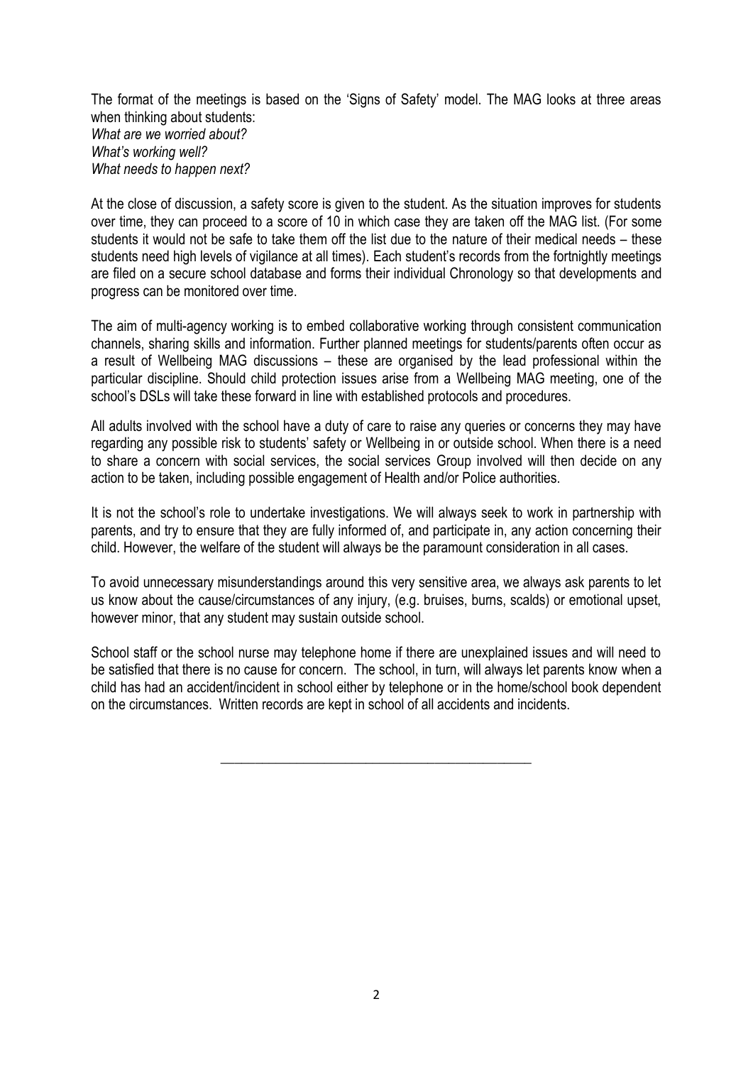The format of the meetings is based on the 'Signs of Safety' model. The MAG looks at three areas when thinking about students:

*What are we worried about?*
*What's working well?*
*What needs to happen next?*

At the close of discussion, a safety score is given to the student. As the situation improves for students over time, they can proceed to a score of 10 in which case they are taken off the MAG list. (For some students it would not be safe to take them off the list due to the nature of their medical needs – these students need high levels of vigilance at all times). Each student's records from the fortnightly meetings are filed on a secure school database and forms their individual Chronology so that developments and progress can be monitored over time.

The aim of multi-agency working is to embed collaborative working through consistent communication channels, sharing skills and information. Further planned meetings for students/parents often occur as a result of Wellbeing MAG discussions – these are organised by the lead professional within the particular discipline. Should child protection issues arise from a Wellbeing MAG meeting, one of the school's DSLs will take these forward in line with established protocols and procedures.

All adults involved with the school have a duty of care to raise any queries or concerns they may have regarding any possible risk to students' safety or Wellbeing in or outside school. When there is a need to share a concern with social services, the social services Group involved will then decide on any action to be taken, including possible engagement of Health and/or Police authorities.

It is not the school's role to undertake investigations. We will always seek to work in partnership with parents, and try to ensure that they are fully informed of, and participate in, any action concerning their child. However, the welfare of the student will always be the paramount consideration in all cases.

To avoid unnecessary misunderstandings around this very sensitive area, we always ask parents to let us know about the cause/circumstances of any injury, (e.g. bruises, burns, scalds) or emotional upset, however minor, that any student may sustain outside school.

School staff or the school nurse may telephone home if there are unexplained issues and will need to be satisfied that there is no cause for concern. The school, in turn, will always let parents know when a child has had an accident/incident in school either by telephone or in the home/school book dependent on the circumstances. Written records are kept in school of all accidents and incidents.

---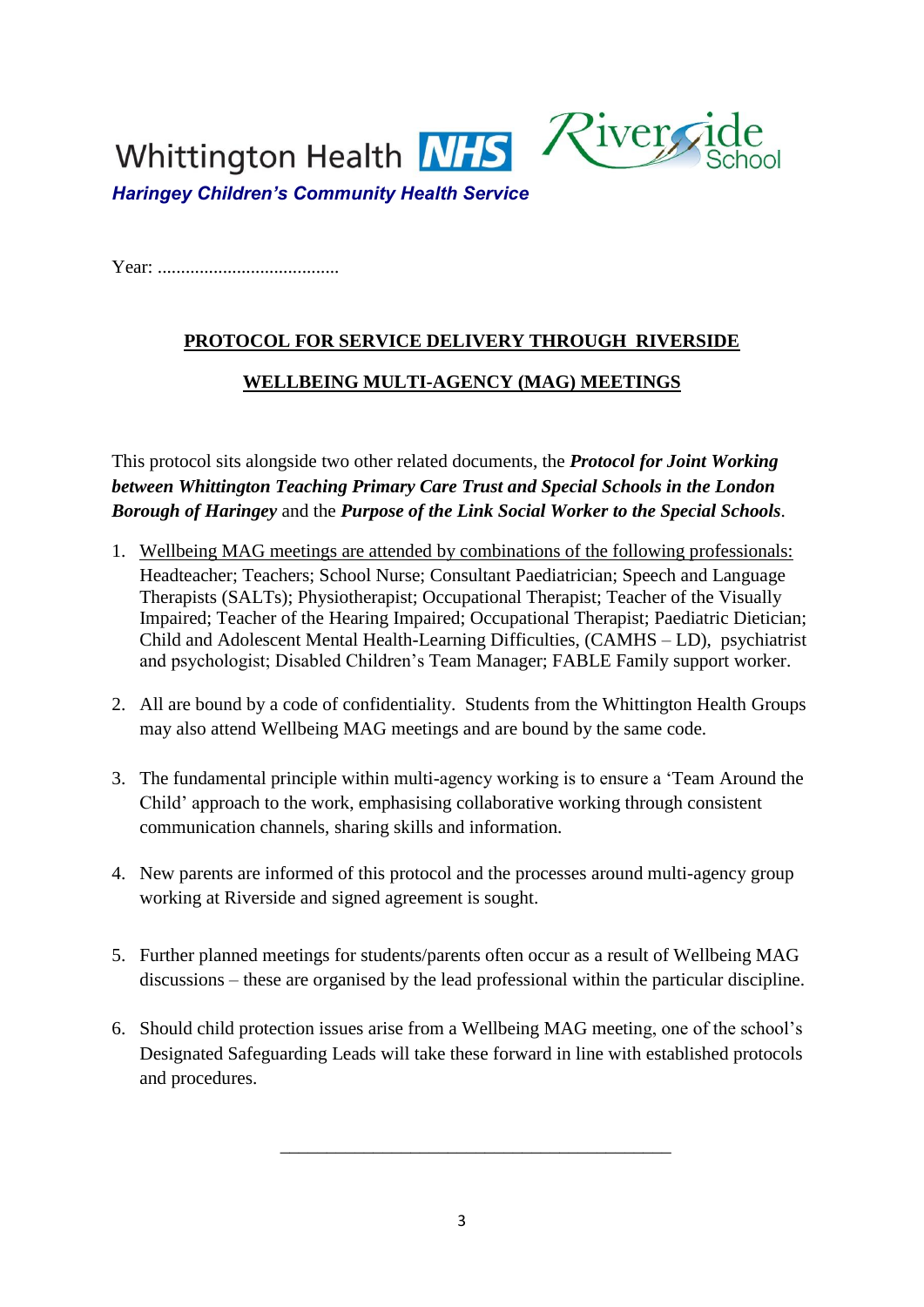Whittington Health NHS

*Haringey Children's Community Health Service*

Riverside School

Year: .......................................

## PROTOCOL FOR SERVICE DELIVERY THROUGH RIVERSIDE WELLBEING MULTI-AGENCY (MAG) MEETINGS

This protocol sits alongside two other related documents, the ***Protocol for Joint Working between Whittington Teaching Primary Care Trust and Special Schools in the London Borough of Haringey*** and the ***Purpose of the Link Social Worker to the Special Schools***.

1. Wellbeing MAG meetings are attended by combinations of the following professionals: Headteacher; Teachers; School Nurse; Consultant Paediatrician; Speech and Language Therapists (SALTs); Physiotherapist; Occupational Therapist; Teacher of the Visually Impaired; Teacher of the Hearing Impaired; Occupational Therapist; Paediatric Dietician; Child and Adolescent Mental Health-Learning Difficulties, (CAMHS – LD), psychiatrist and psychologist; Disabled Children's Team Manager; FABLE Family support worker.

2. All are bound by a code of confidentiality. Students from the Whittington Health Groups may also attend Wellbeing MAG meetings and are bound by the same code.

3. The fundamental principle within multi-agency working is to ensure a 'Team Around the Child' approach to the work, emphasising collaborative working through consistent communication channels, sharing skills and information.

4. New parents are informed of this protocol and the processes around multi-agency group working at Riverside and signed agreement is sought.

5. Further planned meetings for students/parents often occur as a result of Wellbeing MAG discussions – these are organised by the lead professional within the particular discipline.

6. Should child protection issues arise from a Wellbeing MAG meeting, one of the school's Designated Safeguarding Leads will take these forward in line with established protocols and procedures.

---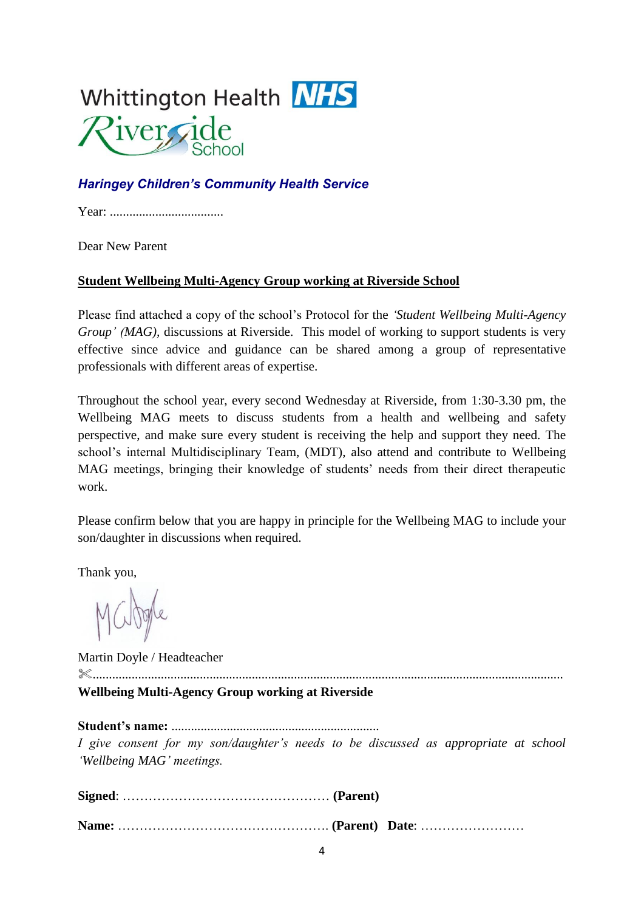Whittington Health NHS

Riverside School

***Haringey Children's Community Health Service***

Year: ...................................

Dear New Parent

**Student Wellbeing Multi-Agency Group working at Riverside School**

Please find attached a copy of the school's Protocol for the *'Student Wellbeing Multi-Agency Group' (MAG),* discussions at Riverside. This model of working to support students is very effective since advice and guidance can be shared among a group of representative professionals with different areas of expertise.

Throughout the school year, every second Wednesday at Riverside, from 1:30-3.30 pm, the Wellbeing MAG meets to discuss students from a health and wellbeing and safety perspective, and make sure every student is receiving the help and support they need. The school's internal Multidisciplinary Team, (MDT), also attend and contribute to Wellbeing MAG meetings, bringing their knowledge of students' needs from their direct therapeutic work.

Please confirm below that you are happy in principle for the Wellbeing MAG to include your son/daughter in discussions when required.

Thank you,

Martin Doyle / Headteacher

✂...............................................................................................................................................

**Wellbeing Multi-Agency Group working at Riverside**

**Student's name:** ................................................................

*I give consent for my son/daughter's needs to be discussed as appropriate at school 'Wellbeing MAG' meetings.*

**Signed**: …………………………………………… **(Parent)**

**Name:** ……………………………………………. **(Parent)** **Date**: ……………………